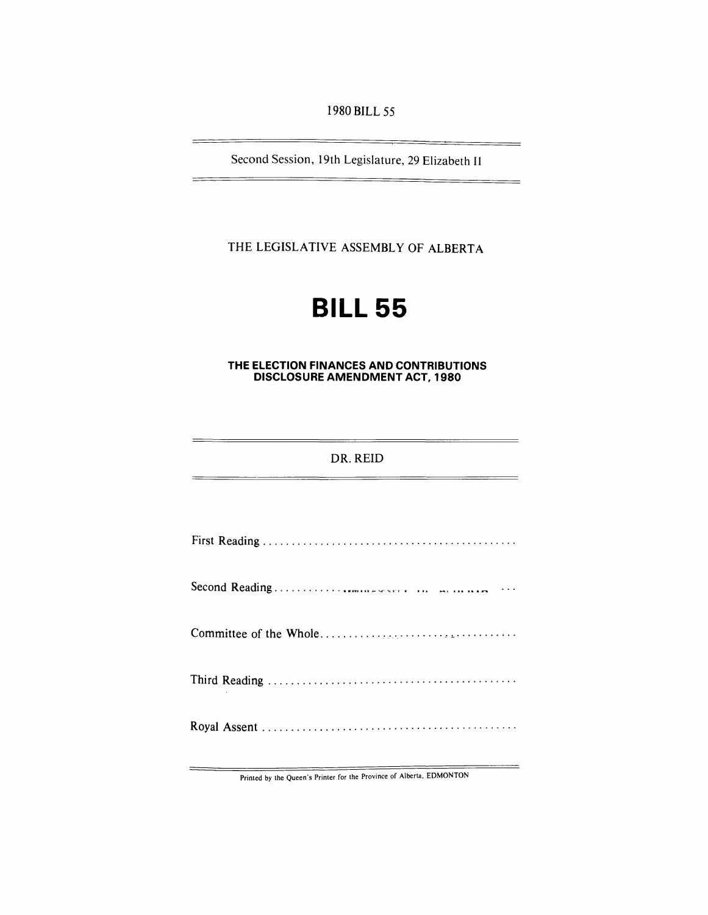1980 BILL 55

Second Session, 19th Legislature, 29 Elizabeth II

THE LEGISLATIVE ASSEMBLY OF ALBERTA

# BILL 55

**THE ELECTION FINANCES AND CONTRIBUTIONS DISCLOSURE AMENDMENT ACT, 1980**

DR. REID

First Reading . . . . . . . . . . . . . . . . . . . . . . . . . . . . . . . . . . . . . . . . . . . .

Second Reading . . . . . . . . . . . . . . . . . . . . . . . . . . . . . . . . . . . . . . . . . . .

Committee of the Whole . . . . . . . . . . . . . . . . . . . . . . . . . . . . . . . . . . . .

Third Reading . . . . . . . . . . . . . . . . . . . . . . . . . . . . . . . . . . . . . . . . . . . .

Royal Assent . . . . . . . . . . . . . . . . . . . . . . . . . . . . . . . . . . . . . . . . . . . . .

Printed by the Queen's Printer for the Province of Alberta, EDMONTON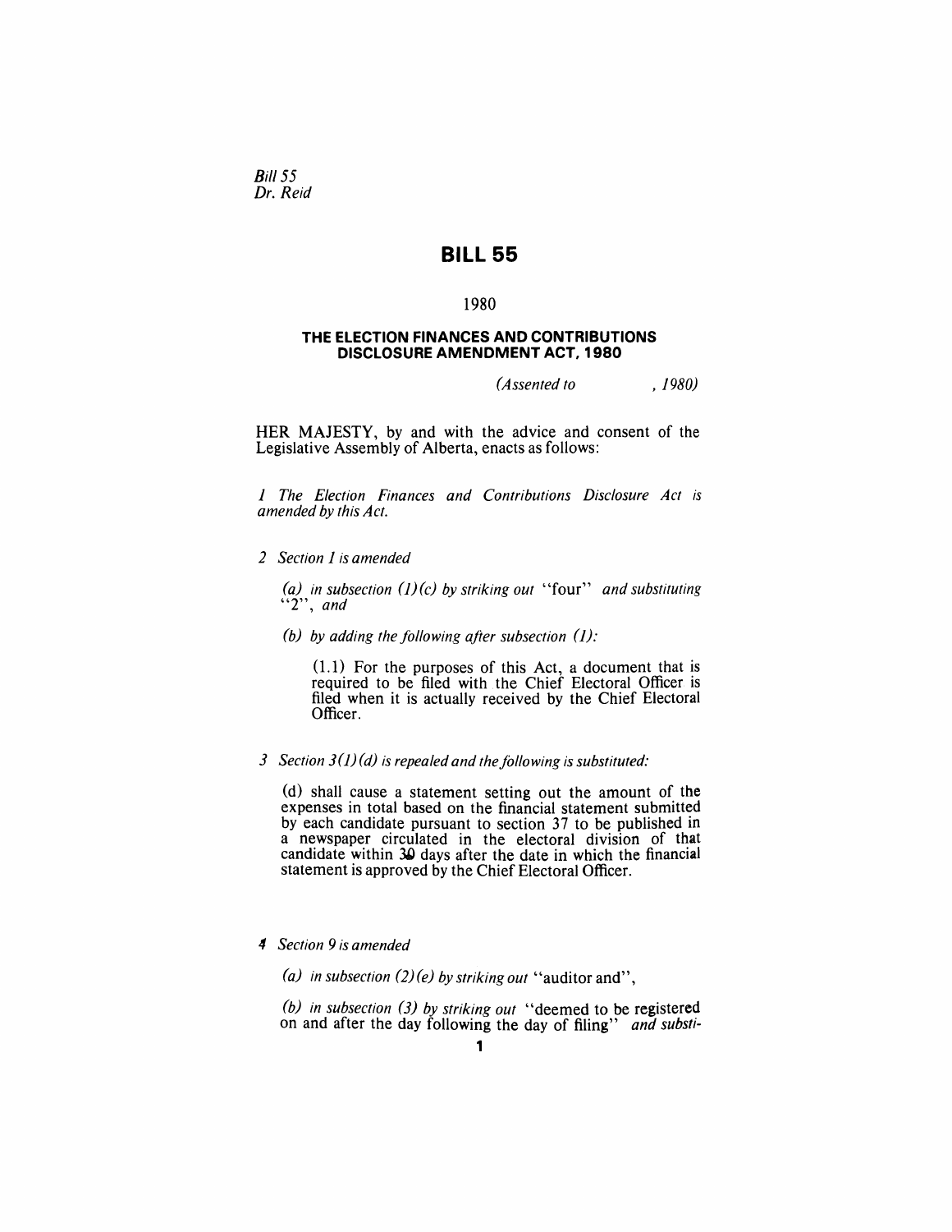*Bill 55*
*Dr. Reid*

# BILL 55

1980

### THE ELECTION FINANCES AND CONTRIBUTIONS DISCLOSURE AMENDMENT ACT, 1980

*(Assented to , 1980)*

HER MAJESTY, by and with the advice and consent of the Legislative Assembly of Alberta, enacts as follows:

*1 The Election Finances and Contributions Disclosure Act is amended by this Act.*

*2 Section 1 is amended*

*(a) in subsection (1)(c) by striking out* "four" *and substituting* "2", *and*

*(b) by adding the following after subsection (1):*

(1.1) For the purposes of this Act, a document that is required to be filed with the Chief Electoral Officer is filed when it is actually received by the Chief Electoral Officer.

*3 Section 3(1)(d) is repealed and the following is substituted:*

(d) shall cause a statement setting out the amount of the expenses in total based on the financial statement submitted by each candidate pursuant to section 37 to be published in a newspaper circulated in the electoral division of that candidate within 30 days after the date in which the financial statement is approved by the Chief Electoral Officer.

*4 Section 9 is amended*

*(a) in subsection (2)(e) by striking out* "auditor and",

*(b) in subsection (3) by striking out* "deemed to be registered on and after the day following the day of filing" *and substi-*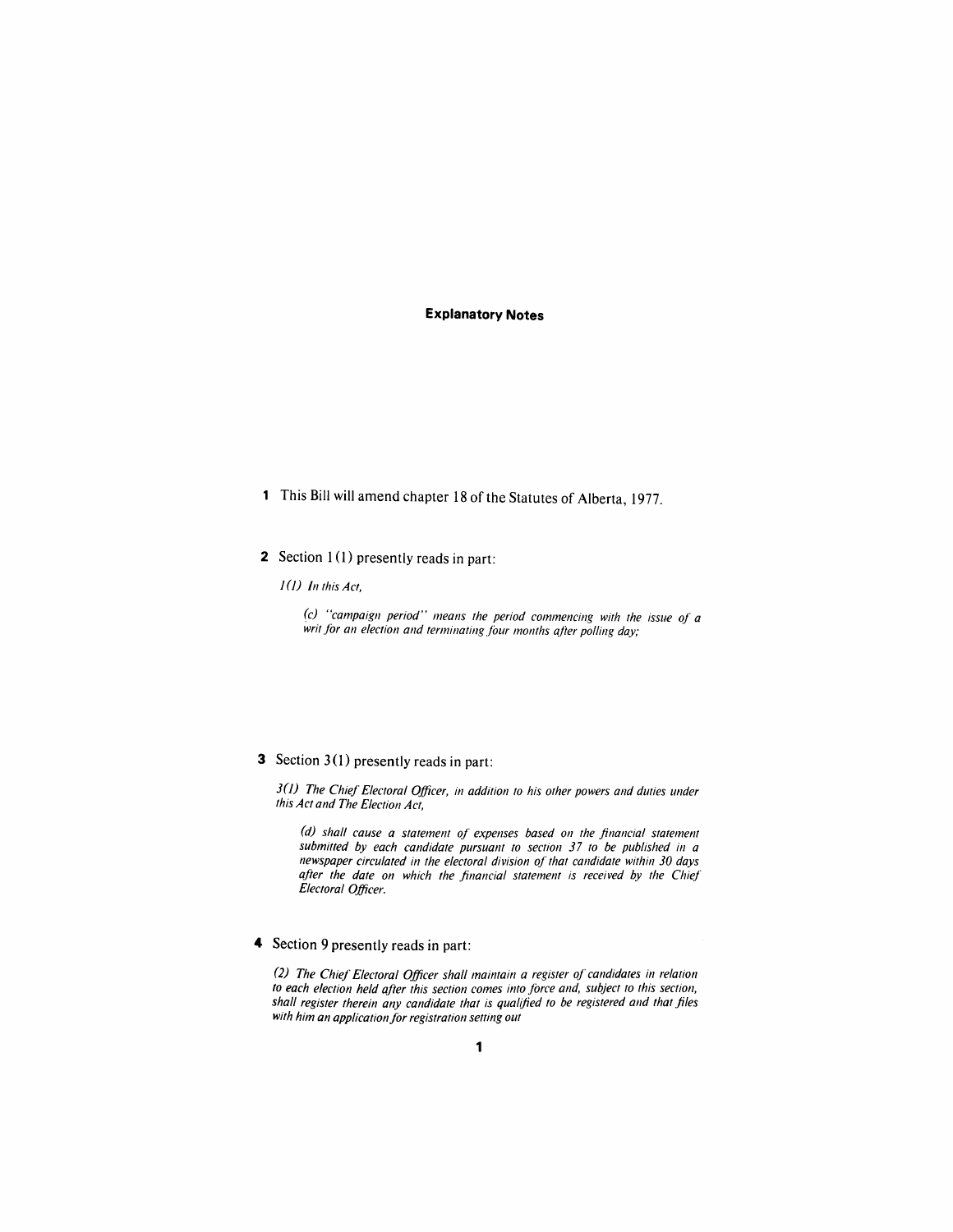## Explanatory Notes

**1** This Bill will amend chapter 18 of the Statutes of Alberta, 1977.

**2** Section 1(1) presently reads in part:

*1(1) In this Act,*

*(c) "campaign period" means the period commencing with the issue of a writ for an election and terminating four months after polling day;*

**3** Section 3(1) presently reads in part:

*3(1) The Chief Electoral Officer, in addition to his other powers and duties under this Act and The Election Act,*

*(d) shall cause a statement of expenses based on the financial statement submitted by each candidate pursuant to section 37 to be published in a newspaper circulated in the electoral division of that candidate within 30 days after the date on which the financial statement is received by the Chief Electoral Officer.*

**4** Section 9 presently reads in part:

*(2) The Chief Electoral Officer shall maintain a register of candidates in relation to each election held after this section comes into force and, subject to this section, shall register therein any candidate that is qualified to be registered and that files with him an application for registration setting out*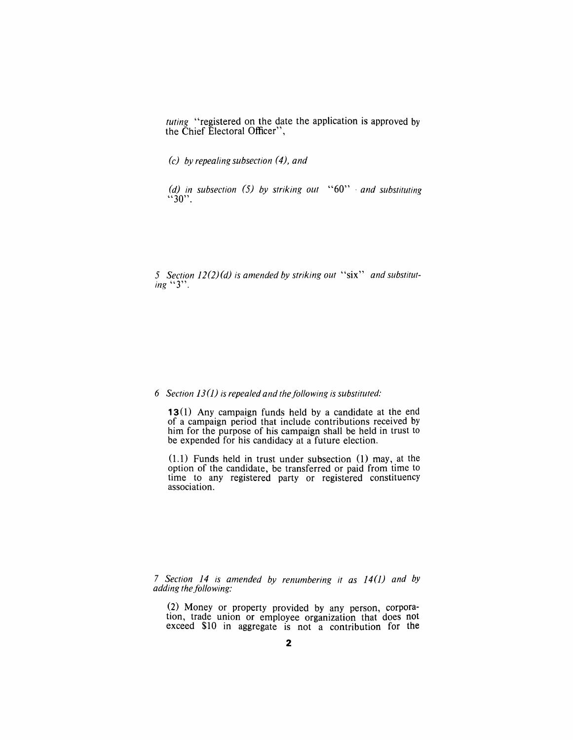*tuting* "registered on the date the application is approved by the Chief Electoral Officer",

*(c) by repealing subsection (4), and*

*(d) in subsection (5) by striking out* "60" *and substituting* "30".

*5 Section 12(2)(d) is amended by striking out* "six" *and substituting* "3".

*6 Section 13(1) is repealed and the following is substituted:*

**13**(1) Any campaign funds held by a candidate at the end of a campaign period that include contributions received by him for the purpose of his campaign shall be held in trust to be expended for his candidacy at a future election.

(1.1) Funds held in trust under subsection (1) may, at the option of the candidate, be transferred or paid from time to time to any registered party or registered constituency association.

*7 Section 14 is amended by renumbering it as 14(1) and by adding the following:*

(2) Money or property provided by any person, corporation, trade union or employee organization that does not exceed $10 in aggregate is not a contribution for the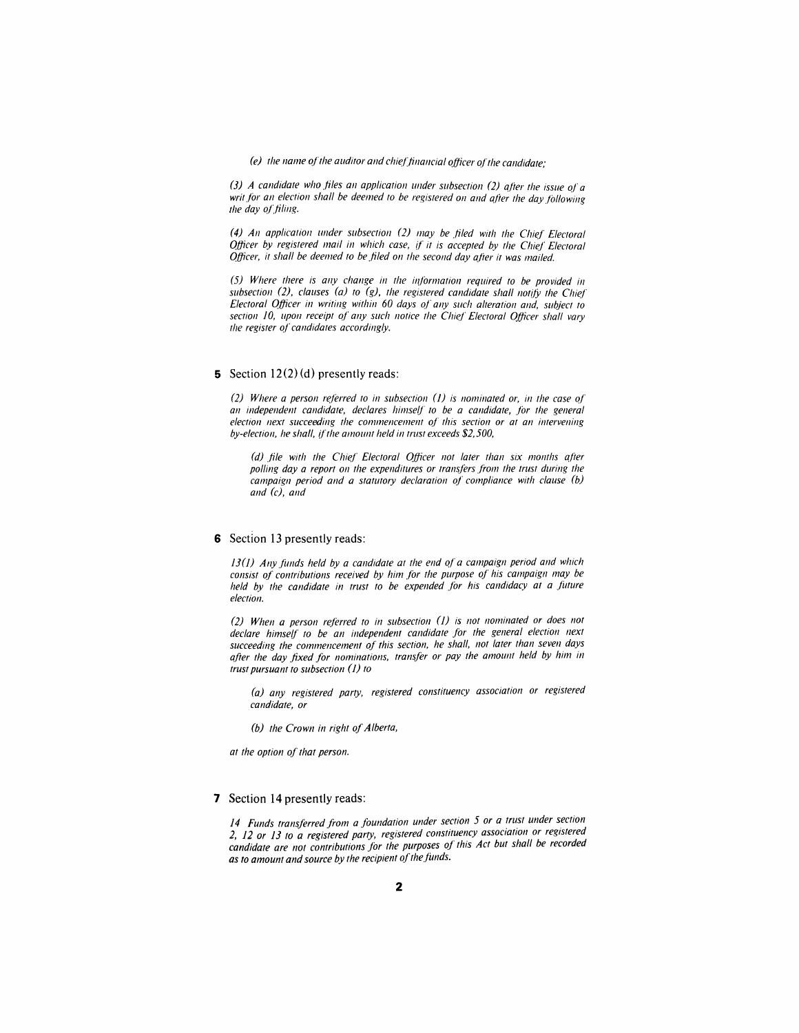*(e) the name of the auditor and chief financial officer of the candidate;*

*(3) A candidate who files an application under subsection (2) after the issue of a writ for an election shall be deemed to be registered on and after the day following the day of filing.*

*(4) An application under subsection (2) may be filed with the Chief Electoral Officer by registered mail in which case, if it is accepted by the Chief Electoral Officer, it shall be deemed to be filed on the second day after it was mailed.*

*(5) Where there is any change in the information required to be provided in subsection (2), clauses (a) to (g), the registered candidate shall notify the Chief Electoral Officer in writing within 60 days of any such alteration and, subject to section 10, upon receipt of any such notice the Chief Electoral Officer shall vary the register of candidates accordingly.*

**5** Section 12(2)(d) presently reads:

*(2) Where a person referred to in subsection (1) is nominated or, in the case of an independent candidate, declares himself to be a candidate, for the general election next succeeding the commencement of this section or at an intervening by-election, he shall, if the amount held in trust exceeds $2,500,*

*(d) file with the Chief Electoral Officer not later than six months after polling day a report on the expenditures or transfers from the trust during the campaign period and a statutory declaration of compliance with clause (b) and (c), and*

**6** Section 13 presently reads:

*13(1) Any funds held by a candidate at the end of a campaign period and which consist of contributions received by him for the purpose of his campaign may be held by the candidate in trust to be expended for his candidacy at a future election.*

*(2) When a person referred to in subsection (1) is not nominated or does not declare himself to be an independent candidate for the general election next succeeding the commencement of this section, he shall, not later than seven days after the day fixed for nominations, transfer or pay the amount held by him in trust pursuant to subsection (1) to*

*(a) any registered party, registered constituency association or registered candidate, or*

*(b) the Crown in right of Alberta,*

*at the option of that person.*

**7** Section 14 presently reads:

*14 Funds transferred from a foundation under section 5 or a trust under section 2, 12 or 13 to a registered party, registered constituency association or registered candidate are not contributions for the purposes of this Act but shall be recorded as to amount and source by the recipient of the funds.*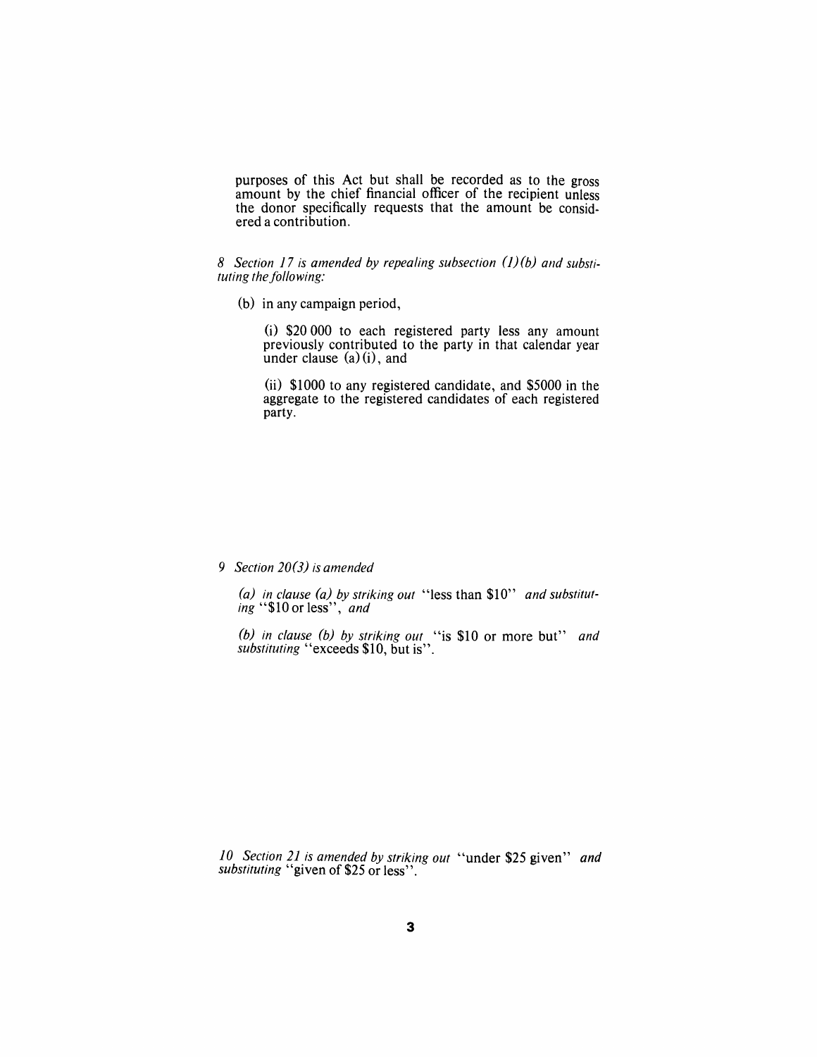purposes of this Act but shall be recorded as to the gross amount by the chief financial officer of the recipient unless the donor specifically requests that the amount be considered a contribution.

*8 Section 17 is amended by repealing subsection (1)(b) and substituting the following:*

(b) in any campaign period,

(i) $20 000 to each registered party less any amount previously contributed to the party in that calendar year under clause (a)(i), and

(ii) $1000 to any registered candidate, and $5000 in the aggregate to the registered candidates of each registered party.

*9 Section 20(3) is amended*

*(a) in clause (a) by striking out* "less than $10" *and substituting* "$10 or less", *and*

*(b) in clause (b) by striking out* "is $10 or more but" *and substituting* "exceeds $10, but is".

*10 Section 21 is amended by striking out* "under $25 given" *and substituting* "given of $25 or less".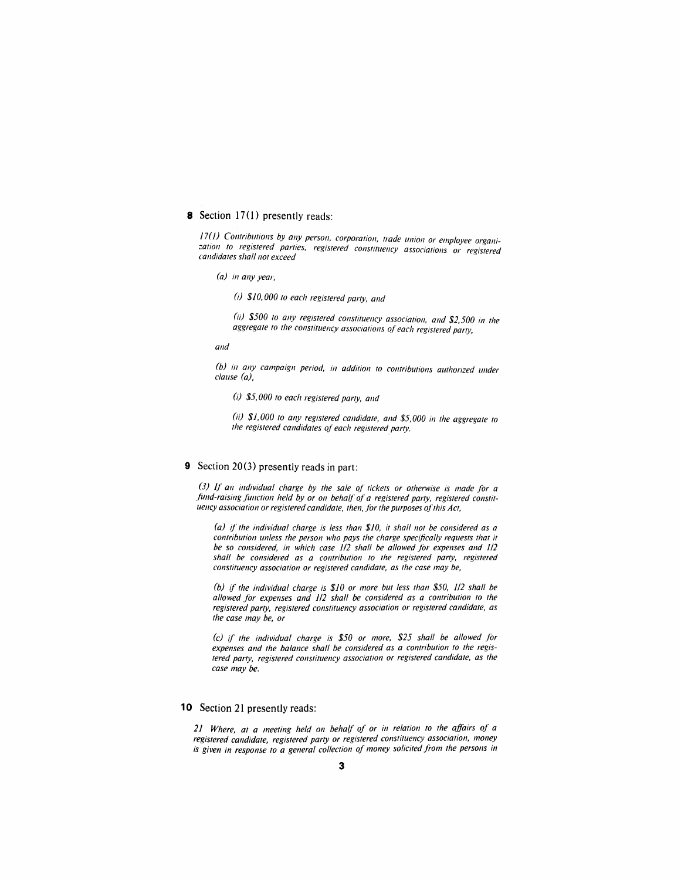**8** Section 17(1) presently reads:

*17(1) Contributions by any person, corporation, trade union or employee organization to registered parties, registered constituency associations or registered candidates shall not exceed*

*(a) in any year,*

*(i) $10,000 to each registered party, and*

*(ii) $500 to any registered constituency association, and $2,500 in the aggregate to the constituency associations of each registered party,*

*and*

*(b) in any campaign period, in addition to contributions authorized under clause (a),*

*(i) $5,000 to each registered party, and*

*(ii) $1,000 to any registered candidate, and $5,000 in the aggregate to the registered candidates of each registered party.*

**9** Section 20(3) presently reads in part:

*(3) If an individual charge by the sale of tickets or otherwise is made for a fund-raising function held by or on behalf of a registered party, registered constituency association or registered candidate, then, for the purposes of this Act,*

*(a) if the individual charge is less than $10, it shall not be considered as a contribution unless the person who pays the charge specifically requests that it be so considered, in which case 1/2 shall be allowed for expenses and 1/2 shall be considered as a contribution to the registered party, registered constituency association or registered candidate, as the case may be,*

*(b) if the individual charge is $10 or more but less than $50, 1/2 shall be allowed for expenses and 1/2 shall be considered as a contribution to the registered party, registered constituency association or registered candidate, as the case may be, or*

*(c) if the individual charge is $50 or more, $25 shall be allowed for expenses and the balance shall be considered as a contribution to the registered party, registered constituency association or registered candidate, as the case may be.*

**10** Section 21 presently reads:

*21 Where, at a meeting held on behalf of or in relation to the affairs of a registered candidate, registered party or registered constituency association, money is given in response to a general collection of money solicited from the persons in*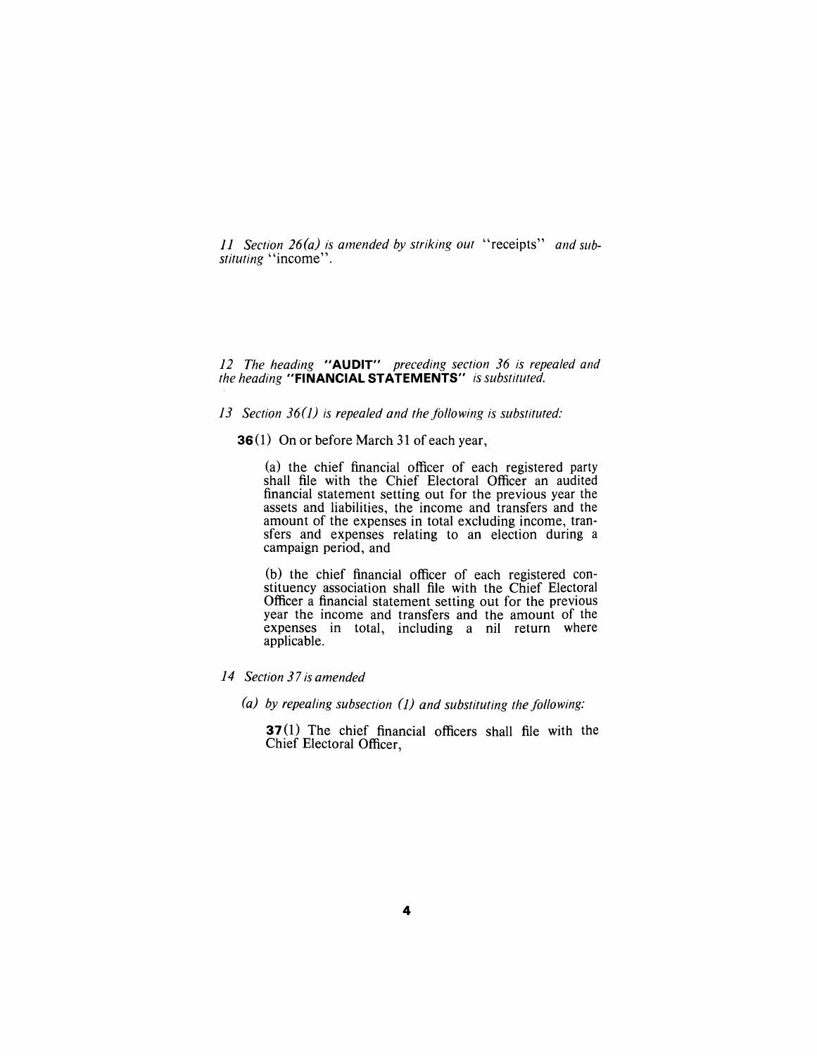*11 Section 26(a) is amended by striking out* "receipts" *and substituting* "income".

*12 The heading* **"AUDIT"** *preceding section 36 is repealed and the heading* **"FINANCIAL STATEMENTS"** *is substituted.*

*13 Section 36(1) is repealed and the following is substituted:*

**36**(1) On or before March 31 of each year,

(a) the chief financial officer of each registered party shall file with the Chief Electoral Officer an audited financial statement setting out for the previous year the assets and liabilities, the income and transfers and the amount of the expenses in total excluding income, transfers and expenses relating to an election during a campaign period, and

(b) the chief financial officer of each registered constituency association shall file with the Chief Electoral Officer a financial statement setting out for the previous year the income and transfers and the amount of the expenses in total, including a nil return where applicable.

*14 Section 37 is amended*

*(a) by repealing subsection (1) and substituting the following:*

**37**(1) The chief financial officers shall file with the Chief Electoral Officer,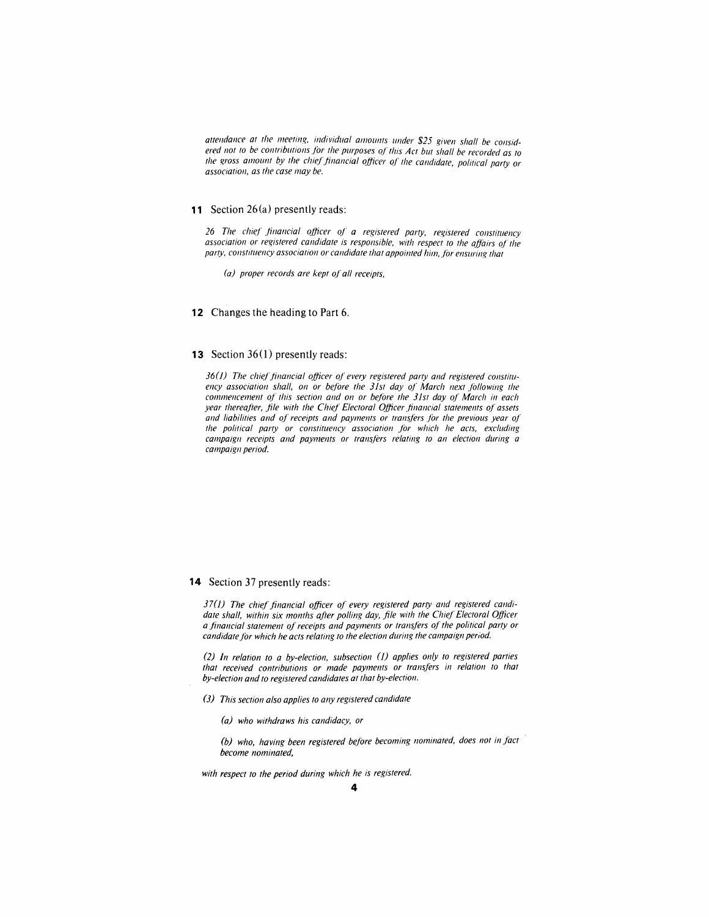*attendance at the meeting, individual amounts under $25 given shall be considered not to be contributions for the purposes of this Act but shall be recorded as to the gross amount by the chief financial officer of the candidate, political party or association, as the case may be.*

**11** Section 26(a) presently reads:

*26 The chief financial officer of a registered party, registered constituency association or registered candidate is responsible, with respect to the affairs of the party, constituency association or candidate that appointed him, for ensuring that*

*(a) proper records are kept of all receipts,*

**12** Changes the heading to Part 6.

**13** Section 36(1) presently reads:

*36(1) The chief financial officer of every registered party and registered constituency association shall, on or before the 31st day of March next following the commencement of this section and on or before the 31st day of March in each year thereafter, file with the Chief Electoral Officer financial statements of assets and liabilities and of receipts and payments or transfers for the previous year of the political party or constituency association for which he acts, excluding campaign receipts and payments or transfers relating to an election during a campaign period.*

**14** Section 37 presently reads:

*37(1) The chief financial officer of every registered party and registered candidate shall, within six months after polling day, file with the Chief Electoral Officer a financial statement of receipts and payments or transfers of the political party or candidate for which he acts relating to the election during the campaign period.*

*(2) In relation to a by-election, subsection (1) applies only to registered parties that received contributions or made payments or transfers in relation to that by-election and to registered candidates at that by-election.*

*(3) This section also applies to any registered candidate*

*(a) who withdraws his candidacy, or*

*(b) who, having been registered before becoming nominated, does not in fact become nominated,*

*with respect to the period during which he is registered.*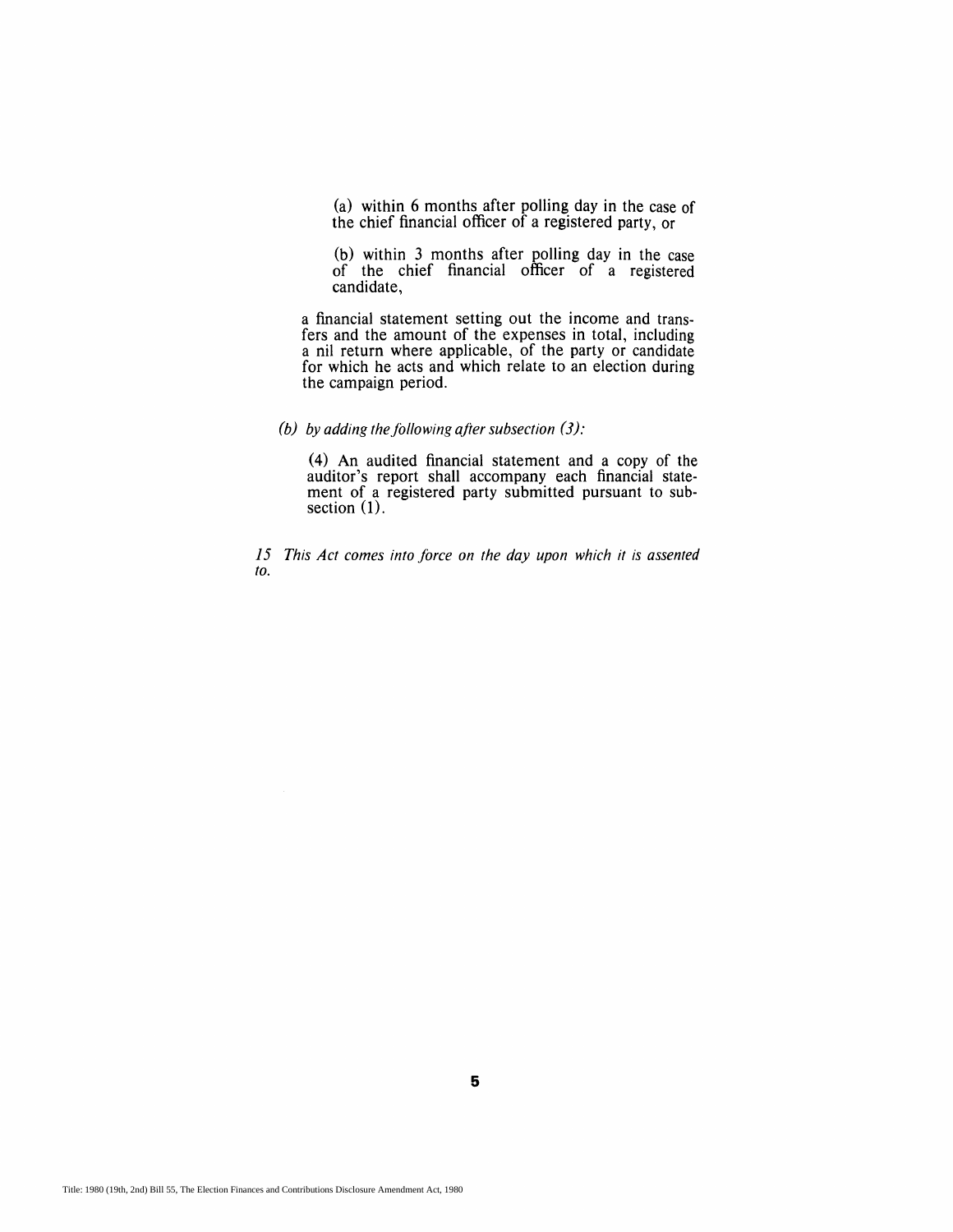(a) within 6 months after polling day in the case of the chief financial officer of a registered party, or

(b) within 3 months after polling day in the case of the chief financial officer of a registered candidate,

a financial statement setting out the income and transfers and the amount of the expenses in total, including a nil return where applicable, of the party or candidate for which he acts and which relate to an election during the campaign period.

*(b) by adding the following after subsection (3):*

(4) An audited financial statement and a copy of the auditor's report shall accompany each financial statement of a registered party submitted pursuant to subsection (1).

*15 This Act comes into force on the day upon which it is assented to.*